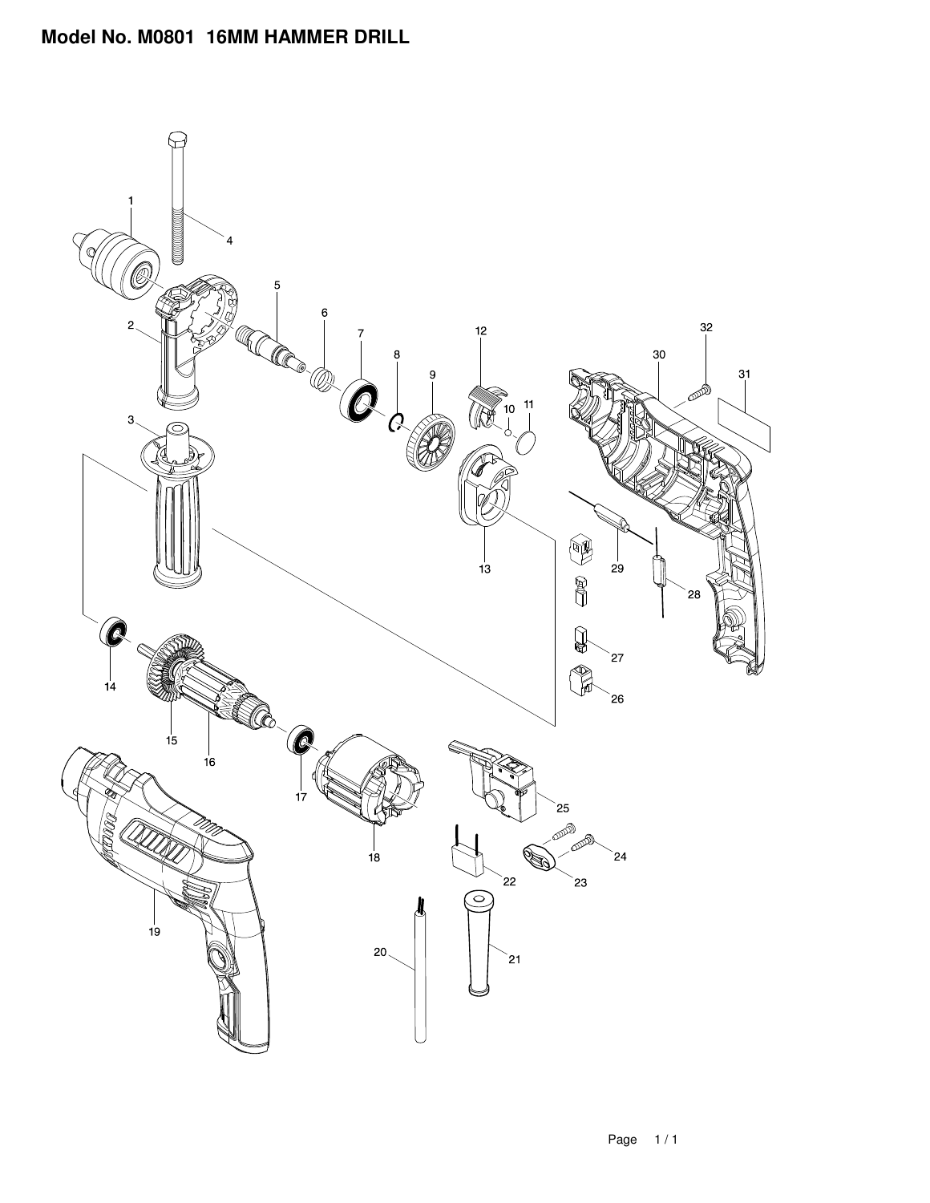# Model No. M0801 16MM HAMMER DRILL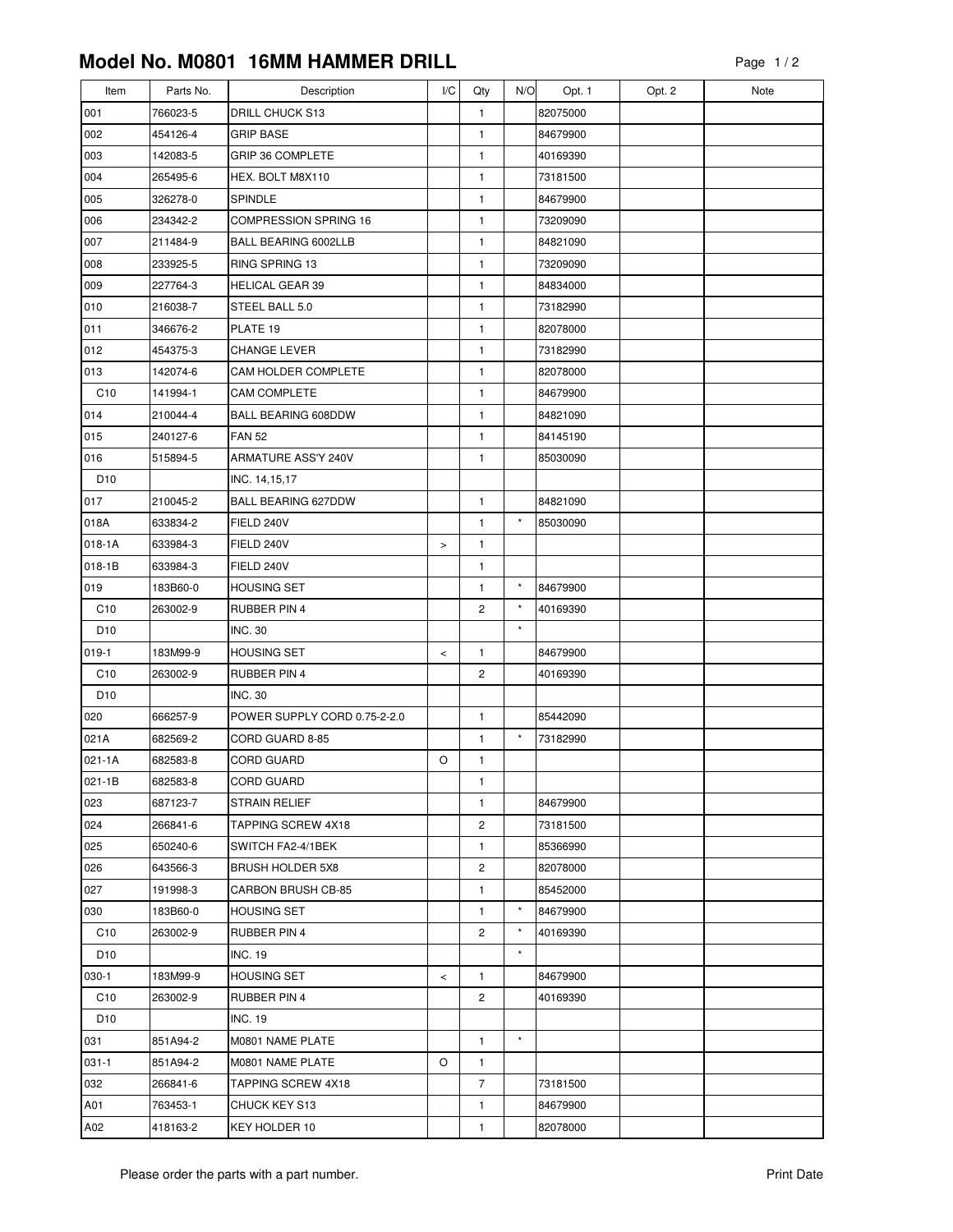# Model No. M0801 16MM HAMMER DRILL

| Item | Parts No. | Description | I/C | Qty | N/O | Opt. 1 | Opt. 2 | Note |
|---|---|---|---|---|---|---|---|---|
| 001 | 766023-5 | DRILL CHUCK S13 | | 1 | | 82075000 | | |
| 002 | 454126-4 | GRIP BASE | | 1 | | 84679900 | | |
| 003 | 142083-5 | GRIP 36 COMPLETE | | 1 | | 40169390 | | |
| 004 | 265495-6 | HEX. BOLT M8X110 | | 1 | | 73181500 | | |
| 005 | 326278-0 | SPINDLE | | 1 | | 84679900 | | |
| 006 | 234342-2 | COMPRESSION SPRING 16 | | 1 | | 73209090 | | |
| 007 | 211484-9 | BALL BEARING 6002LLB | | 1 | | 84821090 | | |
| 008 | 233925-5 | RING SPRING 13 | | 1 | | 73209090 | | |
| 009 | 227764-3 | HELICAL GEAR 39 | | 1 | | 84834000 | | |
| 010 | 216038-7 | STEEL BALL 5.0 | | 1 | | 73182990 | | |
| 011 | 346676-2 | PLATE 19 | | 1 | | 82078000 | | |
| 012 | 454375-3 | CHANGE LEVER | | 1 | | 73182990 | | |
| 013 | 142074-6 | CAM HOLDER COMPLETE | | 1 | | 82078000 | | |
| C10 | 141994-1 | CAM COMPLETE | | 1 | | 84679900 | | |
| 014 | 210044-4 | BALL BEARING 608DDW | | 1 | | 84821090 | | |
| 015 | 240127-6 | FAN 52 | | 1 | | 84145190 | | |
| 016 | 515894-5 | ARMATURE ASS'Y 240V | | 1 | | 85030090 | | |
| D10 | | INC. 14,15,17 | | | | | | |
| 017 | 210045-2 | BALL BEARING 627DDW | | 1 | | 84821090 | | |
| 018A | 633834-2 | FIELD 240V | | 1 | * | 85030090 | | |
| 018-1A | 633984-3 | FIELD 240V | > | 1 | | | | |
| 018-1B | 633984-3 | FIELD 240V | | 1 | | | | |
| 019 | 183B60-0 | HOUSING SET | | 1 | * | 84679900 | | |
| C10 | 263002-9 | RUBBER PIN 4 | | 2 | * | 40169390 | | |
| D10 | | INC. 30 | | | * | | | |
| 019-1 | 183M99-9 | HOUSING SET | < | 1 | | 84679900 | | |
| C10 | 263002-9 | RUBBER PIN 4 | | 2 | | 40169390 | | |
| D10 | | INC. 30 | | | | | | |
| 020 | 666257-9 | POWER SUPPLY CORD 0.75-2-2.0 | | 1 | | 85442090 | | |
| 021A | 682569-2 | CORD GUARD 8-85 | | 1 | * | 73182990 | | |
| 021-1A | 682583-8 | CORD GUARD | O | 1 | | | | |
| 021-1B | 682583-8 | CORD GUARD | | 1 | | | | |
| 023 | 687123-7 | STRAIN RELIEF | | 1 | | 84679900 | | |
| 024 | 266841-6 | TAPPING SCREW 4X18 | | 2 | | 73181500 | | |
| 025 | 650240-6 | SWITCH FA2-4/1BEK | | 1 | | 85366990 | | |
| 026 | 643566-3 | BRUSH HOLDER 5X8 | | 2 | | 82078000 | | |
| 027 | 191998-3 | CARBON BRUSH CB-85 | | 1 | | 85452000 | | |
| 030 | 183B60-0 | HOUSING SET | | 1 | * | 84679900 | | |
| C10 | 263002-9 | RUBBER PIN 4 | | 2 | * | 40169390 | | |
| D10 | | INC. 19 | | | * | | | |
| 030-1 | 183M99-9 | HOUSING SET | < | 1 | | 84679900 | | |
| C10 | 263002-9 | RUBBER PIN 4 | | 2 | | 40169390 | | |
| D10 | | INC. 19 | | | | | | |
| 031 | 851A94-2 | M0801 NAME PLATE | | 1 | * | | | |
| 031-1 | 851A94-2 | M0801 NAME PLATE | O | 1 | | | | |
| 032 | 266841-6 | TAPPING SCREW 4X18 | | 7 | | 73181500 | | |
| A01 | 763453-1 | CHUCK KEY S13 | | 1 | | 84679900 | | |
| A02 | 418163-2 | KEY HOLDER 10 | | 1 | | 82078000 | | |

Please order the parts with a part number.

Print Date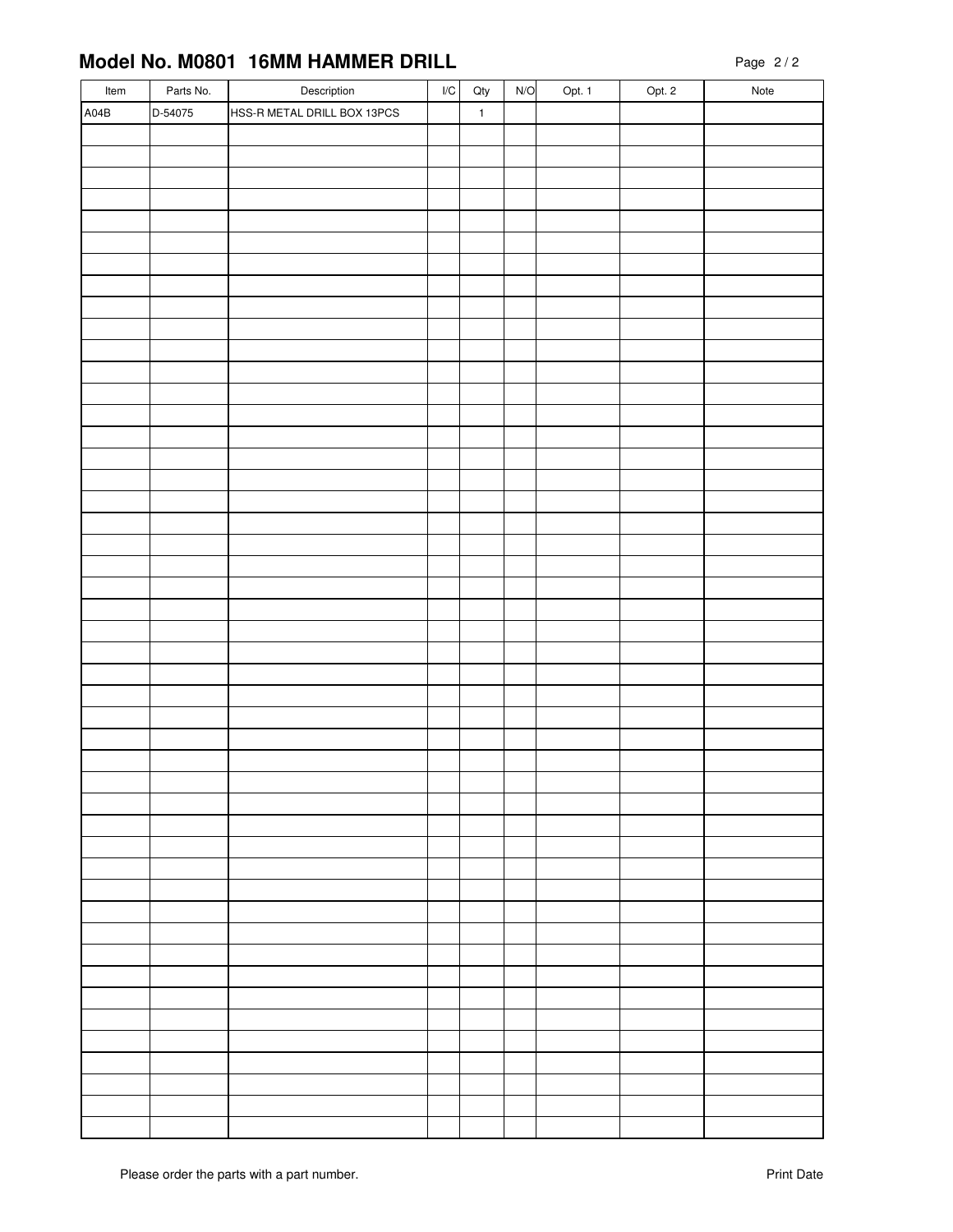# Model No. M0801 16MM HAMMER DRILL

| Item | Parts No. | Description | I/C | Qty | N/O | Opt. 1 | Opt. 2 | Note |
|---|---|---|---|---|---|---|---|---|
| A04B | D-54075 | HSS-R METAL DRILL BOX 13PCS | | 1 | | | | |

Please order the parts with a part number.

Print Date